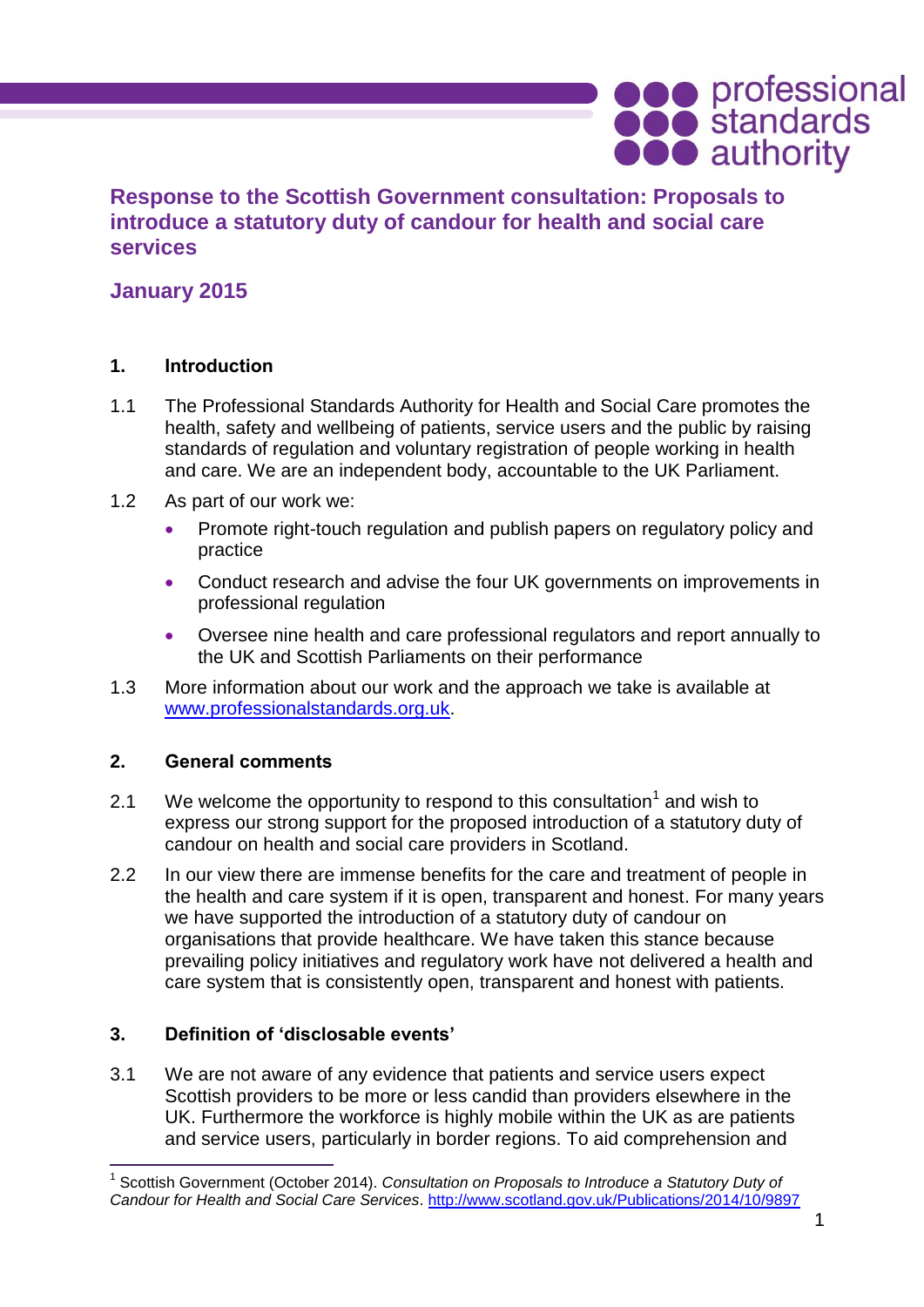# Response to the Scottish Government consultation: Proposals to introduce a statutory duty of candour for health and social care services

## January 2015

### 1. Introduction

1.1 The Professional Standards Authority for Health and Social Care promotes the health, safety and wellbeing of patients, service users and the public by raising standards of regulation and voluntary registration of people working in health and care. We are an independent body, accountable to the UK Parliament.

1.2 As part of our work we:

- Promote right-touch regulation and publish papers on regulatory policy and practice
- Conduct research and advise the four UK governments on improvements in professional regulation
- Oversee nine health and care professional regulators and report annually to the UK and Scottish Parliaments on their performance

1.3 More information about our work and the approach we take is available at www.professionalstandards.org.uk.

### 2. General comments

2.1 We welcome the opportunity to respond to this consultation[1] and wish to express our strong support for the proposed introduction of a statutory duty of candour on health and social care providers in Scotland.

2.2 In our view there are immense benefits for the care and treatment of people in the health and care system if it is open, transparent and honest. For many years we have supported the introduction of a statutory duty of candour on organisations that provide healthcare. We have taken this stance because prevailing policy initiatives and regulatory work have not delivered a health and care system that is consistently open, transparent and honest with patients.

### 3. Definition of 'disclosable events'

3.1 We are not aware of any evidence that patients and service users expect Scottish providers to be more or less candid than providers elsewhere in the UK. Furthermore the workforce is highly mobile within the UK as are patients and service users, particularly in border regions. To aid comprehension and

[1] Scottish Government (October 2014). *Consultation on Proposals to Introduce a Statutory Duty of Candour for Health and Social Care Services*. http://www.scotland.gov.uk/Publications/2014/10/9897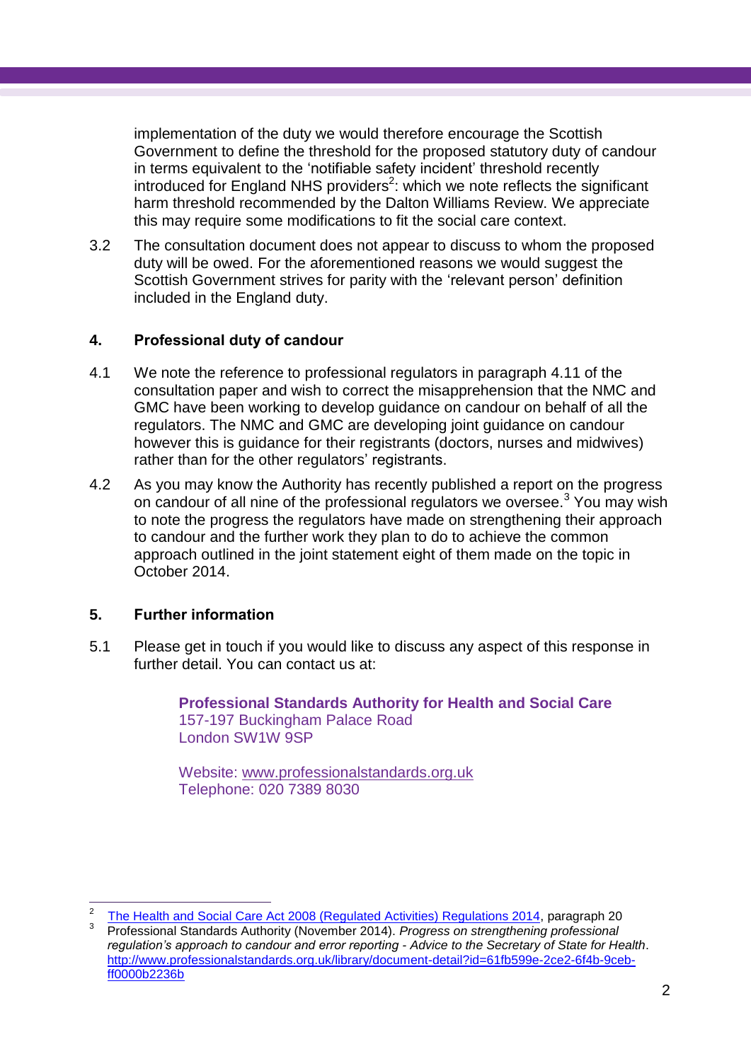implementation of the duty we would therefore encourage the Scottish Government to define the threshold for the proposed statutory duty of candour in terms equivalent to the 'notifiable safety incident' threshold recently introduced for England NHS providers[2]: which we note reflects the significant harm threshold recommended by the Dalton Williams Review. We appreciate this may require some modifications to fit the social care context.

3.2 The consultation document does not appear to discuss to whom the proposed duty will be owed. For the aforementioned reasons we would suggest the Scottish Government strives for parity with the 'relevant person' definition included in the England duty.

## 4. Professional duty of candour

4.1 We note the reference to professional regulators in paragraph 4.11 of the consultation paper and wish to correct the misapprehension that the NMC and GMC have been working to develop guidance on candour on behalf of all the regulators. The NMC and GMC are developing joint guidance on candour however this is guidance for their registrants (doctors, nurses and midwives) rather than for the other regulators' registrants.

4.2 As you may know the Authority has recently published a report on the progress on candour of all nine of the professional regulators we oversee.[3] You may wish to note the progress the regulators have made on strengthening their approach to candour and the further work they plan to do to achieve the common approach outlined in the joint statement eight of them made on the topic in October 2014.

## 5. Further information

5.1 Please get in touch if you would like to discuss any aspect of this response in further detail. You can contact us at:

**Professional Standards Authority for Health and Social Care**
157-197 Buckingham Palace Road
London SW1W 9SP

Website: www.professionalstandards.org.uk
Telephone: 020 7389 8030

---

[2] The Health and Social Care Act 2008 (Regulated Activities) Regulations 2014, paragraph 20

[3] Professional Standards Authority (November 2014). *Progress on strengthening professional regulation's approach to candour and error reporting - Advice to the Secretary of State for Health*. http://www.professionalstandards.org.uk/library/document-detail?id=61fb599e-2ce2-6f4b-9ceb-ff0000b2236b